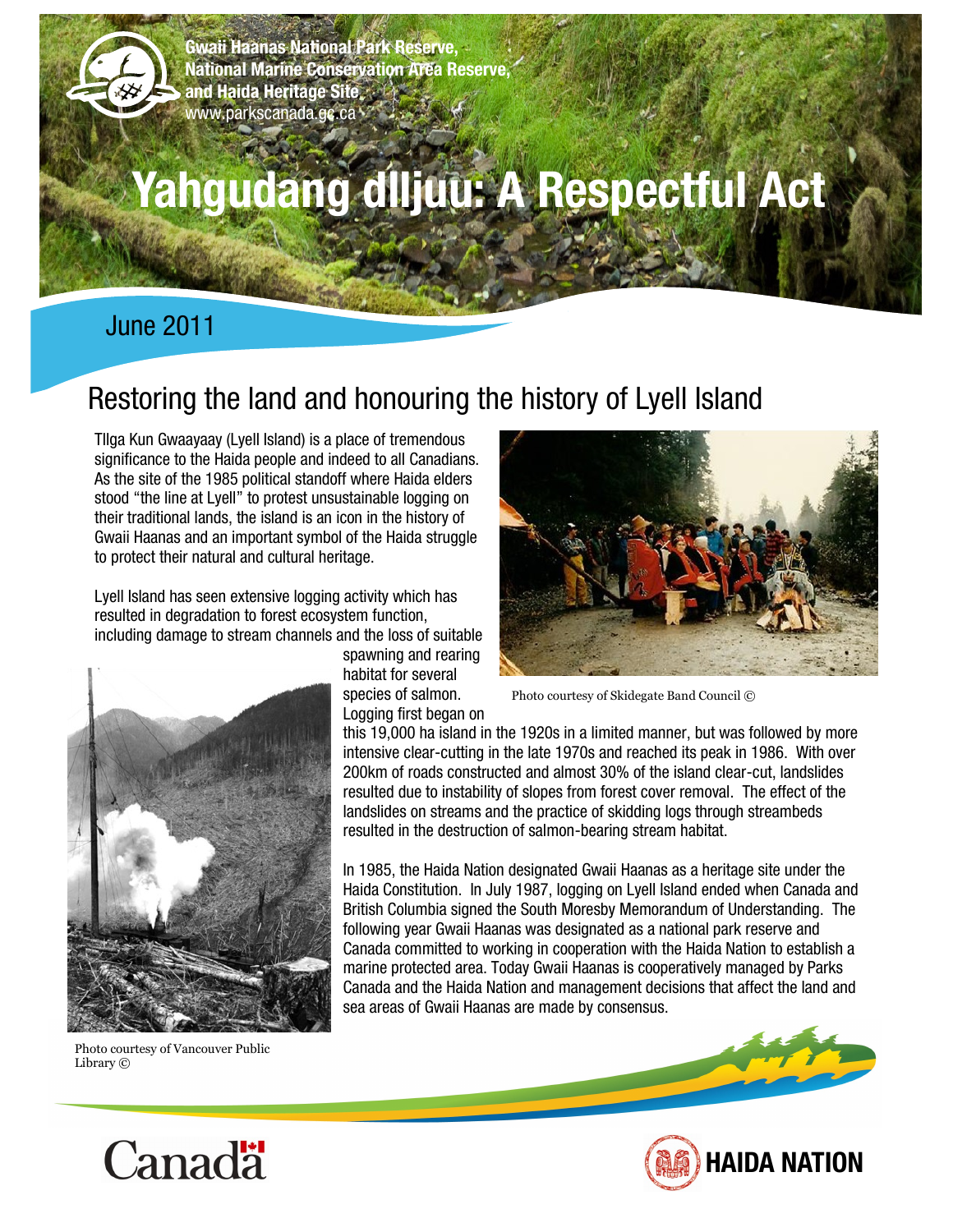Gwaii Haanas National Park Reserve, National Marine Conservation Area Reserve, and Haida Heritage Site
www.parkscanada.gc.ca

# Yahgudang dlljuu: A Respectful Act

June 2011

## Restoring the land and honouring the history of Lyell Island

Tllga Kun Gwaayaay (Lyell Island) is a place of tremendous significance to the Haida people and indeed to all Canadians. As the site of the 1985 political standoff where Haida elders stood "the line at Lyell" to protest unsustainable logging on their traditional lands, the island is an icon in the history of Gwaii Haanas and an important symbol of the Haida struggle to protect their natural and cultural heritage.

Lyell Island has seen extensive logging activity which has resulted in degradation to forest ecosystem function, including damage to stream channels and the loss of suitable spawning and rearing habitat for several species of salmon. Logging first began on this 19,000 ha island in the 1920s in a limited manner, but was followed by more intensive clear-cutting in the late 1970s and reached its peak in 1986. With over 200km of roads constructed and almost 30% of the island clear-cut, landslides resulted due to instability of slopes from forest cover removal. The effect of the landslides on streams and the practice of skidding logs through streambeds resulted in the destruction of salmon-bearing stream habitat.

Photo courtesy of Skidegate Band Council ©

In 1985, the Haida Nation designated Gwaii Haanas as a heritage site under the Haida Constitution. In July 1987, logging on Lyell Island ended when Canada and British Columbia signed the South Moresby Memorandum of Understanding. The following year Gwaii Haanas was designated as a national park reserve and Canada committed to working in cooperation with the Haida Nation to establish a marine protected area. Today Gwaii Haanas is cooperatively managed by Parks Canada and the Haida Nation and management decisions that affect the land and sea areas of Gwaii Haanas are made by consensus.

Photo courtesy of Vancouver Public Library ©

Canada

HAIDA NATION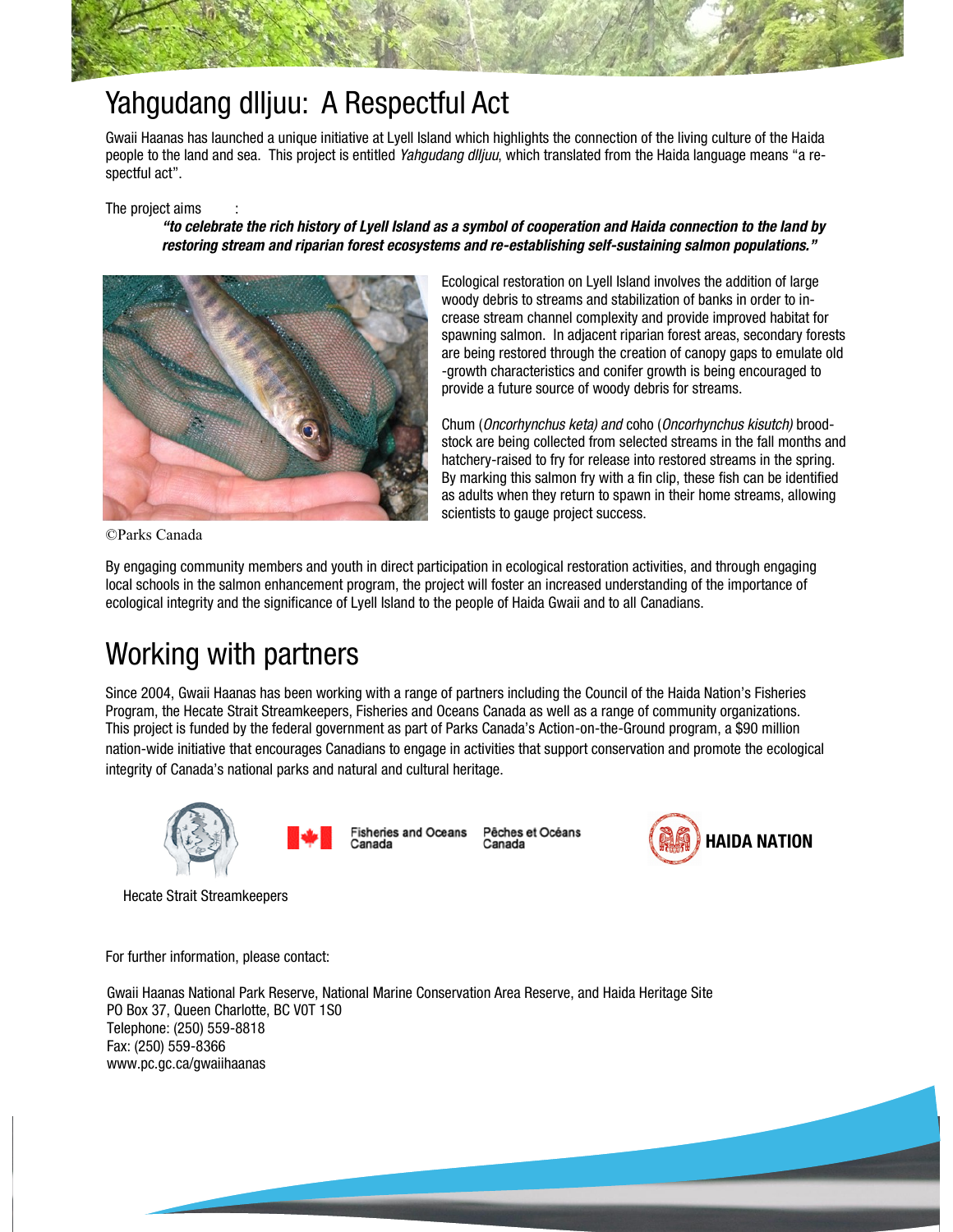# Yahgudang dlljuu: A Respectful Act

Gwaii Haanas has launched a unique initiative at Lyell Island which highlights the connection of the living culture of the Haida people to the land and sea. This project is entitled *Yahgudang dlljuu*, which translated from the Haida language means "a respectful act".

The project aims :

> ***"to celebrate the rich history of Lyell Island as a symbol of cooperation and Haida connection to the land by restoring stream and riparian forest ecosystems and re-establishing self-sustaining salmon populations."***

©Parks Canada

Ecological restoration on Lyell Island involves the addition of large woody debris to streams and stabilization of banks in order to increase stream channel complexity and provide improved habitat for spawning salmon. In adjacent riparian forest areas, secondary forests are being restored through the creation of canopy gaps to emulate old-growth characteristics and conifer growth is being encouraged to provide a future source of woody debris for streams.

Chum (*Oncorhynchus keta) and* coho (*Oncorhynchus kisutch)* broodstock are being collected from selected streams in the fall months and hatchery-raised to fry for release into restored streams in the spring. By marking this salmon fry with a fin clip, these fish can be identified as adults when they return to spawn in their home streams, allowing scientists to gauge project success.

By engaging community members and youth in direct participation in ecological restoration activities, and through engaging local schools in the salmon enhancement program, the project will foster an increased understanding of the importance of ecological integrity and the significance of Lyell Island to the people of Haida Gwaii and to all Canadians.

# Working with partners

Since 2004, Gwaii Haanas has been working with a range of partners including the Council of the Haida Nation's Fisheries Program, the Hecate Strait Streamkeepers, Fisheries and Oceans Canada as well as a range of community organizations. This project is funded by the federal government as part of Parks Canada's Action-on-the-Ground program, a $90 million nation-wide initiative that encourages Canadians to engage in activities that support conservation and promote the ecological integrity of Canada's national parks and natural and cultural heritage.

Hecate Strait Streamkeepers

Fisheries and Oceans Canada Pêches et Océans Canada

HAIDA NATION

For further information, please contact:

Gwaii Haanas National Park Reserve, National Marine Conservation Area Reserve, and Haida Heritage Site
PO Box 37, Queen Charlotte, BC V0T 1S0
Telephone: (250) 559-8818
Fax: (250) 559-8366
www.pc.gc.ca/gwaiihaanas